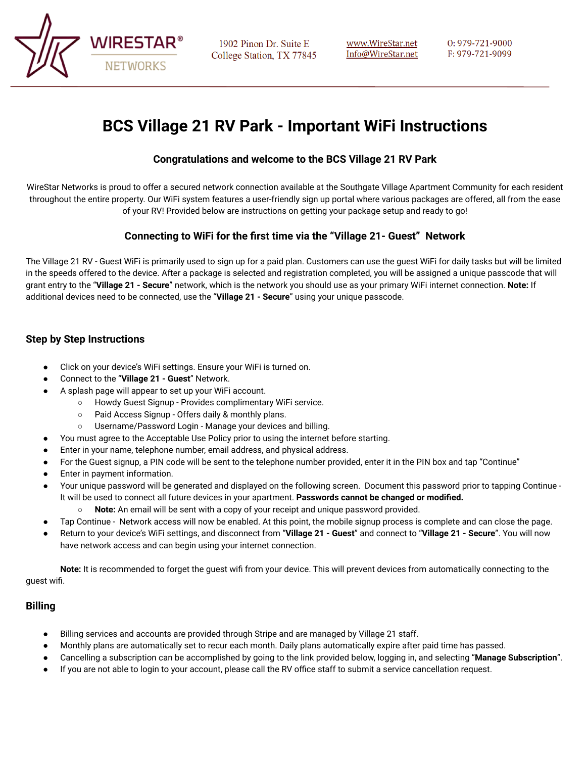WIRESTAR® NETWORKS

1902 Pinon Dr. Suite E
College Station, TX 77845

www.WireStar.net
Info@WireStar.net

O: 979-721-9000
F: 979-721-9099

# BCS Village 21 RV Park - Important WiFi Instructions

### Congratulations and welcome to the BCS Village 21 RV Park

WireStar Networks is proud to offer a secured network connection available at the Southgate Village Apartment Community for each resident throughout the entire property. Our WiFi system features a user-friendly sign up portal where various packages are offered, all from the ease of your RV! Provided below are instructions on getting your package setup and ready to go!

### Connecting to WiFi for the first time via the "Village 21- Guest" Network

The Village 21 RV - Guest WiFi is primarily used to sign up for a paid plan. Customers can use the guest WiFi for daily tasks but will be limited in the speeds offered to the device. After a package is selected and registration completed, you will be assigned a unique passcode that will grant entry to the "**Village 21 - Secure**" network, which is the network you should use as your primary WiFi internet connection. **Note:** If additional devices need to be connected, use the "**Village 21 - Secure**" using your unique passcode.

## Step by Step Instructions

- Click on your device's WiFi settings. Ensure your WiFi is turned on.
- Connect to the "**Village 21 - Guest**" Network.
- A splash page will appear to set up your WiFi account.
  - Howdy Guest Signup - Provides complimentary WiFi service.
  - Paid Access Signup - Offers daily & monthly plans.
  - Username/Password Login - Manage your devices and billing.
- You must agree to the Acceptable Use Policy prior to using the internet before starting.
- Enter in your name, telephone number, email address, and physical address.
- For the Guest signup, a PIN code will be sent to the telephone number provided, enter it in the PIN box and tap "Continue"
- Enter in payment information.
- Your unique password will be generated and displayed on the following screen. Document this password prior to tapping Continue - It will be used to connect all future devices in your apartment. **Passwords cannot be changed or modified.**
  - **Note:** An email will be sent with a copy of your receipt and unique password provided.
- Tap Continue - Network access will now be enabled. At this point, the mobile signup process is complete and can close the page.
- Return to your device's WiFi settings, and disconnect from "**Village 21 - Guest**" and connect to "**Village 21 - Secure**". You will now have network access and can begin using your internet connection.

**Note:** It is recommended to forget the guest wifi from your device. This will prevent devices from automatically connecting to the guest wifi.

## Billing

- Billing services and accounts are provided through Stripe and are managed by Village 21 staff.
- Monthly plans are automatically set to recur each month. Daily plans automatically expire after paid time has passed.
- Cancelling a subscription can be accomplished by going to the link provided below, logging in, and selecting "**Manage Subscription**".
- If you are not able to login to your account, please call the RV office staff to submit a service cancellation request.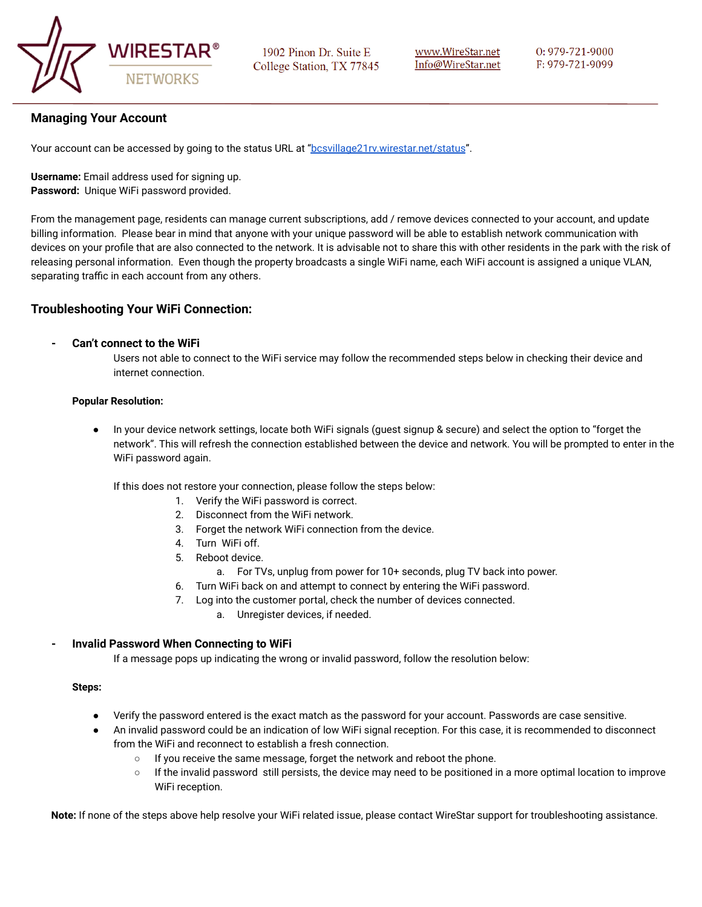## Managing Your Account

Your account can be accessed by going to the status URL at "bcsvillage21rv.wirestar.net/status".

**Username:** Email address used for signing up.
**Password:** Unique WiFi password provided.

From the management page, residents can manage current subscriptions, add / remove devices connected to your account, and update billing information. Please bear in mind that anyone with your unique password will be able to establish network communication with devices on your profile that are also connected to the network. It is advisable not to share this with other residents in the park with the risk of releasing personal information. Even though the property broadcasts a single WiFi name, each WiFi account is assigned a unique VLAN, separating traffic in each account from any others.

## Troubleshooting Your WiFi Connection:

- **Can't connect to the WiFi**

  Users not able to connect to the WiFi service may follow the recommended steps below in checking their device and internet connection.

  **Popular Resolution:**

  - In your device network settings, locate both WiFi signals (guest signup & secure) and select the option to "forget the network". This will refresh the connection established between the device and network. You will be prompted to enter in the WiFi password again.

    If this does not restore your connection, please follow the steps below:

    1. Verify the WiFi password is correct.
    2. Disconnect from the WiFi network.
    3. Forget the network WiFi connection from the device.
    4. Turn WiFi off.
    5. Reboot device.
       a. For TVs, unplug from power for 10+ seconds, plug TV back into power.
    6. Turn WiFi back on and attempt to connect by entering the WiFi password.
    7. Log into the customer portal, check the number of devices connected.
       a. Unregister devices, if needed.

- **Invalid Password When Connecting to WiFi**

  If a message pops up indicating the wrong or invalid password, follow the resolution below:

  **Steps:**

  - Verify the password entered is the exact match as the password for your account. Passwords are case sensitive.
  - An invalid password could be an indication of low WiFi signal reception. For this case, it is recommended to disconnect from the WiFi and reconnect to establish a fresh connection.
    - If you receive the same message, forget the network and reboot the phone.
    - If the invalid password still persists, the device may need to be positioned in a more optimal location to improve WiFi reception.

**Note:** If none of the steps above help resolve your WiFi related issue, please contact WireStar support for troubleshooting assistance.